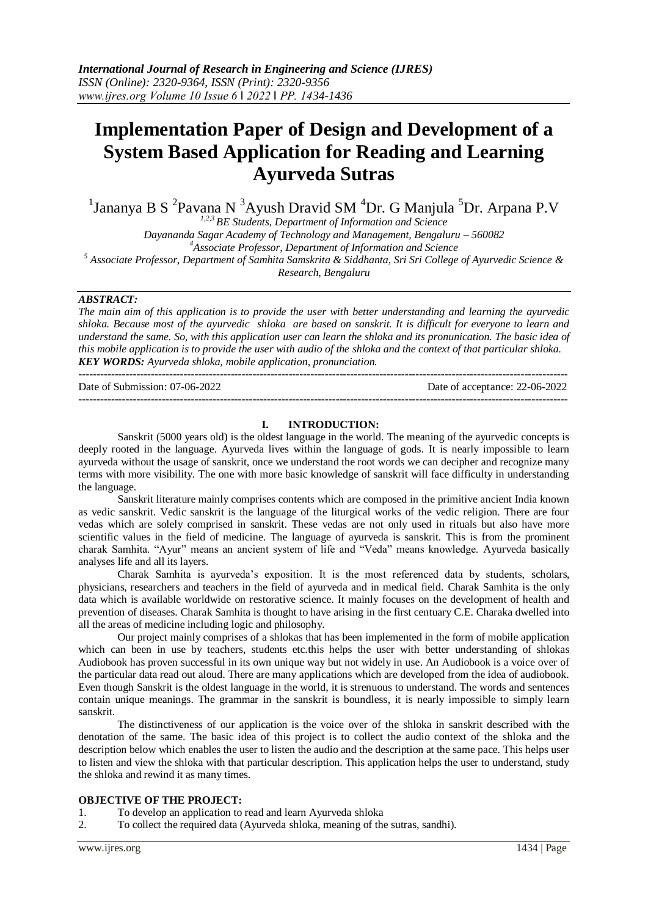# Implementation Paper of Design and Development of a System Based Application for Reading and Learning Ayurveda Sutras

[1]Jananya B S [2]Pavana N [3]Ayush Dravid SM [4]Dr. G Manjula [5]Dr. Arpana P.V

*[1,2,3] BE Students, Department of Information and Science*
*Dayananda Sagar Academy of Technology and Management, Bengaluru – 560082*
*[4]Associate Professor, Department of Information and Science*
*[5] Associate Professor, Department of Samhita Samskrita & Siddhanta, Sri Sri College of Ayurvedic Science & Research, Bengaluru*

***ABSTRACT:***

*The main aim of this application is to provide the user with better understanding and learning the ayurvedic shloka. Because most of the ayurvedic shloka are based on sanskrit. It is difficult for everyone to learn and understand the same. So, with this application user can learn the shloka and its pronunication. The basic idea of this mobile application is to provide the user with audio of the shloka and the context of that particular shloka.*

***KEY WORDS:*** *Ayurveda shloka, mobile application, pronunciation.*

---

Date of Submission: 07-06-2022 Date of acceptance: 22-06-2022

---

## I. INTRODUCTION:

Sanskrit (5000 years old) is the oldest language in the world. The meaning of the ayurvedic concepts is deeply rooted in the language. Ayurveda lives within the language of gods. It is nearly impossible to learn ayurveda without the usage of sanskrit, once we understand the root words we can decipher and recognize many terms with more visibility. The one with more basic knowledge of sanskrit will face difficulty in understanding the language.

Sanskrit literature mainly comprises contents which are composed in the primitive ancient India known as vedic sanskrit. Vedic sanskrit is the language of the liturgical works of the vedic religion. There are four vedas which are solely comprised in sanskrit. These vedas are not only used in rituals but also have more scientific values in the field of medicine. The language of ayurveda is sanskrit. This is from the prominent charak Samhita. "Ayur" means an ancient system of life and "Veda" means knowledge. Ayurveda basically analyses life and all its layers.

Charak Samhita is ayurveda's exposition. It is the most referenced data by students, scholars, physicians, researchers and teachers in the field of ayurveda and in medical field. Charak Samhita is the only data which is available worldwide on restorative science. It mainly focuses on the development of health and prevention of diseases. Charak Samhita is thought to have arising in the first centuary C.E. Charaka dwelled into all the areas of medicine including logic and philosophy.

Our project mainly comprises of a shlokas that has been implemented in the form of mobile application which can been in use by teachers, students etc.this helps the user with better understanding of shlokas Audiobook has proven successful in its own unique way but not widely in use. An Audiobook is a voice over of the particular data read out aloud. There are many applications which are developed from the idea of audiobook. Even though Sanskrit is the oldest language in the world, it is strenuous to understand. The words and sentences contain unique meanings. The grammar in the sanskrit is boundless, it is nearly impossible to simply learn sanskrit.

The distinctiveness of our application is the voice over of the shloka in sanskrit described with the denotation of the same. The basic idea of this project is to collect the audio context of the shloka and the description below which enables the user to listen the audio and the description at the same pace. This helps user to listen and view the shloka with that particular description. This application helps the user to understand, study the shloka and rewind it as many times.

**OBJECTIVE OF THE PROJECT:**

1. To develop an application to read and learn Ayurveda shloka
2. To collect the required data (Ayurveda shloka, meaning of the sutras, sandhi).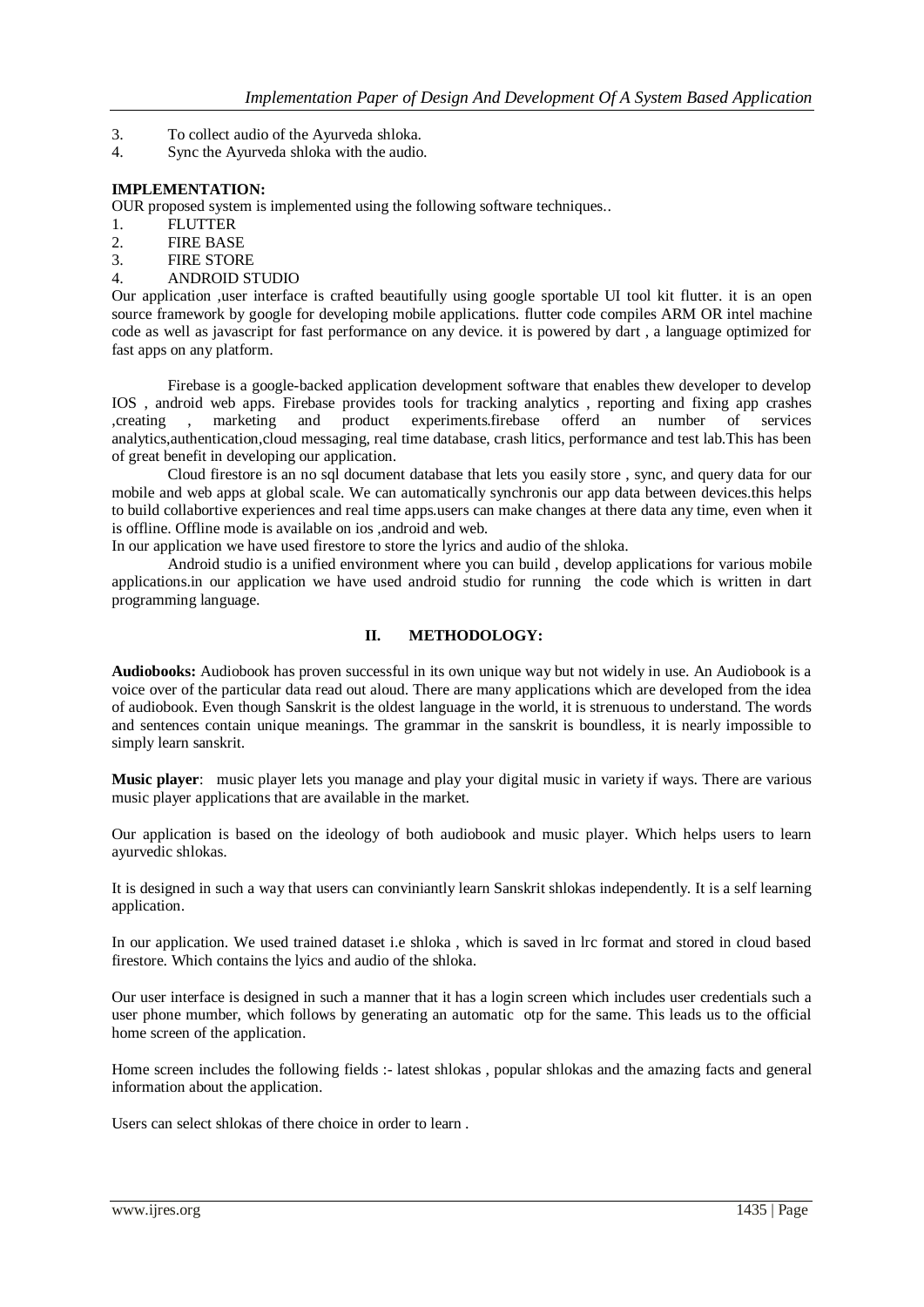3. To collect audio of the Ayurveda shloka.
4. Sync the Ayurveda shloka with the audio.

**IMPLEMENTATION:**

OUR proposed system is implemented using the following software techniques..

1. FLUTTER
2. FIRE BASE
3. FIRE STORE
4. ANDROID STUDIO

Our application ,user interface is crafted beautifully using google sportable UI tool kit flutter. it is an open source framework by google for developing mobile applications. flutter code compiles ARM OR intel machine code as well as javascript for fast performance on any device. it is powered by dart , a language optimized for fast apps on any platform.

Firebase is a google-backed application development software that enables thew developer to develop IOS , android web apps. Firebase provides tools for tracking analytics , reporting and fixing app crashes ,creating , marketing and product experiments.firebase offerd an number of services analytics,authentication,cloud messaging, real time database, crash litics, performance and test lab.This has been of great benefit in developing our application.

Cloud firestore is an no sql document database that lets you easily store , sync, and query data for our mobile and web apps at global scale. We can automatically synchronis our app data between devices.this helps to build collabortive experiences and real time apps.users can make changes at there data any time, even when it is offline. Offline mode is available on ios ,android and web.

In our application we have used firestore to store the lyrics and audio of the shloka.

Android studio is a unified environment where you can build , develop applications for various mobile applications.in our application we have used android studio for running the code which is written in dart programming language.

## II. METHODOLOGY:

**Audiobooks:** Audiobook has proven successful in its own unique way but not widely in use. An Audiobook is a voice over of the particular data read out aloud. There are many applications which are developed from the idea of audiobook. Even though Sanskrit is the oldest language in the world, it is strenuous to understand. The words and sentences contain unique meanings. The grammar in the sanskrit is boundless, it is nearly impossible to simply learn sanskrit.

**Music player**: music player lets you manage and play your digital music in variety if ways. There are various music player applications that are available in the market.

Our application is based on the ideology of both audiobook and music player. Which helps users to learn ayurvedic shlokas.

It is designed in such a way that users can conviniantly learn Sanskrit shlokas independently. It is a self learning application.

In our application. We used trained dataset i.e shloka , which is saved in lrc format and stored in cloud based firestore. Which contains the lyics and audio of the shloka.

Our user interface is designed in such a manner that it has a login screen which includes user credentials such a user phone mumber, which follows by generating an automatic otp for the same. This leads us to the official home screen of the application.

Home screen includes the following fields :- latest shlokas , popular shlokas and the amazing facts and general information about the application.

Users can select shlokas of there choice in order to learn .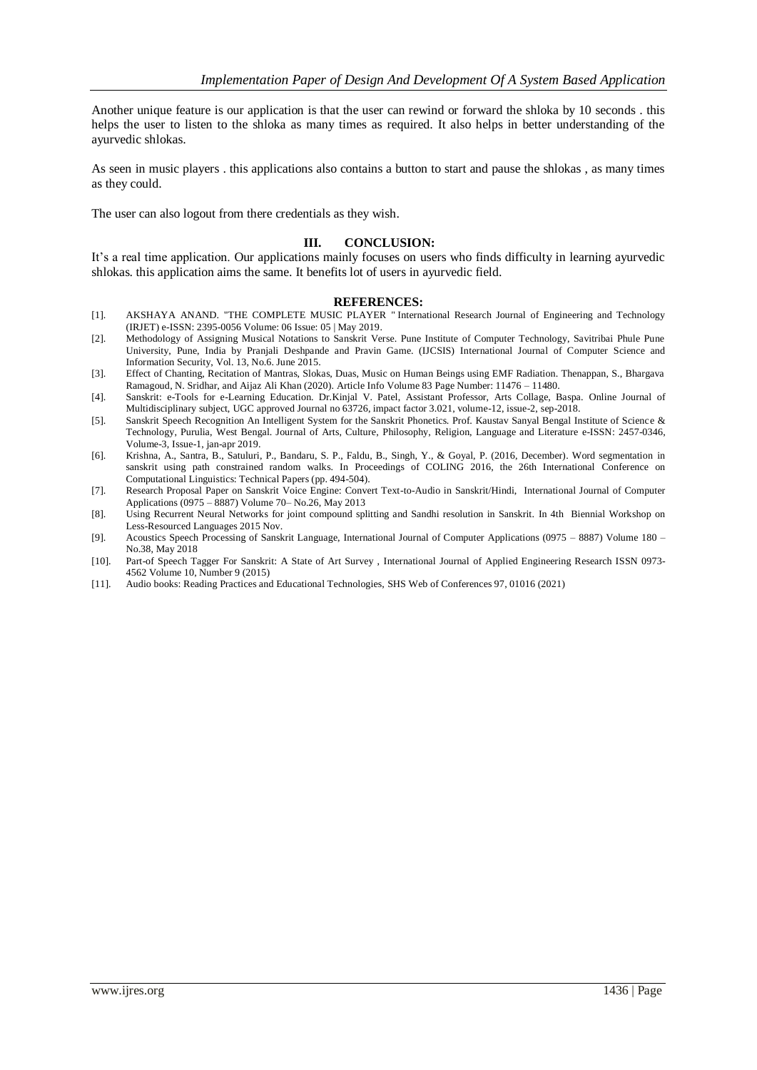Another unique feature is our application is that the user can rewind or forward the shloka by 10 seconds . this helps the user to listen to the shloka as many times as required. It also helps in better understanding of the ayurvedic shlokas.

As seen in music players . this applications also contains a button to start and pause the shlokas , as many times as they could.

The user can also logout from there credentials as they wish.

## III. CONCLUSION:

It's a real time application. Our applications mainly focuses on users who finds difficulty in learning ayurvedic shlokas. this application aims the same. It benefits lot of users in ayurvedic field.

## REFERENCES:

[1]. AKSHAYA ANAND. "THE COMPLETE MUSIC PLAYER " International Research Journal of Engineering and Technology (IRJET) e-ISSN: 2395-0056 Volume: 06 Issue: 05 | May 2019.

[2]. Methodology of Assigning Musical Notations to Sanskrit Verse. Pune Institute of Computer Technology, Savitribai Phule Pune University, Pune, India by Pranjali Deshpande and Pravin Game. (IJCSIS) International Journal of Computer Science and Information Security, Vol. 13, No.6. June 2015.

[3]. Effect of Chanting, Recitation of Mantras, Slokas, Duas, Music on Human Beings using EMF Radiation. Thenappan, S., Bhargava Ramagoud, N. Sridhar, and Aijaz Ali Khan (2020). Article Info Volume 83 Page Number: 11476 – 11480.

[4]. Sanskrit: e-Tools for e-Learning Education. Dr.Kinjal V. Patel, Assistant Professor, Arts Collage, Baspa. Online Journal of Multidisciplinary subject, UGC approved Journal no 63726, impact factor 3.021, volume-12, issue-2, sep-2018.

[5]. Sanskrit Speech Recognition An Intelligent System for the Sanskrit Phonetics. Prof. Kaustav Sanyal Bengal Institute of Science & Technology, Purulia, West Bengal. Journal of Arts, Culture, Philosophy, Religion, Language and Literature e-ISSN: 2457-0346, Volume-3, Issue-1, jan-apr 2019.

[6]. Krishna, A., Santra, B., Satuluri, P., Bandaru, S. P., Faldu, B., Singh, Y., & Goyal, P. (2016, December). Word segmentation in sanskrit using path constrained random walks. In Proceedings of COLING 2016, the 26th International Conference on Computational Linguistics: Technical Papers (pp. 494-504).

[7]. Research Proposal Paper on Sanskrit Voice Engine: Convert Text-to-Audio in Sanskrit/Hindi, International Journal of Computer Applications (0975 – 8887) Volume 70– No.26, May 2013

[8]. Using Recurrent Neural Networks for joint compound splitting and Sandhi resolution in Sanskrit. In 4th Biennial Workshop on Less-Resourced Languages 2015 Nov.

[9]. Acoustics Speech Processing of Sanskrit Language, International Journal of Computer Applications (0975 – 8887) Volume 180 – No.38, May 2018

[10]. Part-of Speech Tagger For Sanskrit: A State of Art Survey , International Journal of Applied Engineering Research ISSN 0973-4562 Volume 10, Number 9 (2015)

[11]. Audio books: Reading Practices and Educational Technologies, SHS Web of Conferences 97, 01016 (2021)